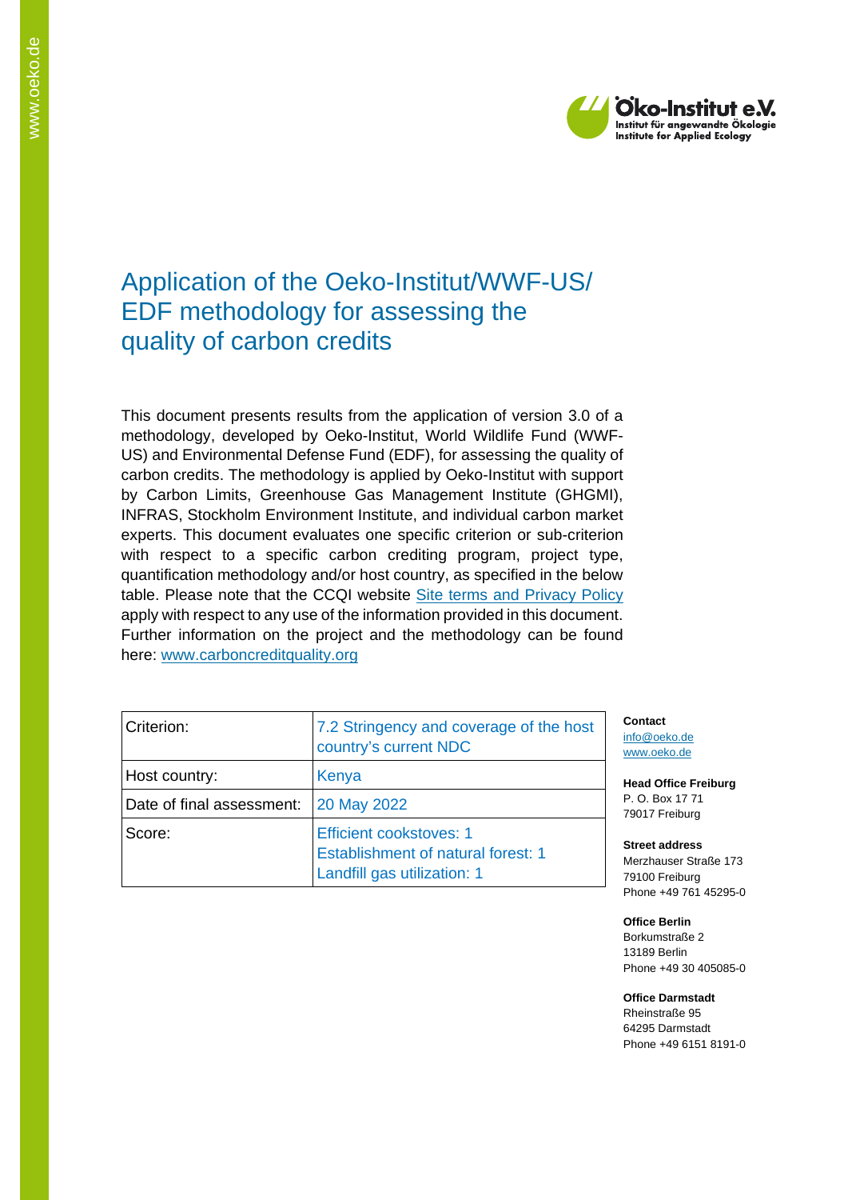# Application of the Oeko-Institut/WWF-US/ EDF methodology for assessing the quality of carbon credits

This document presents results from the application of version 3.0 of a methodology, developed by Oeko-Institut, World Wildlife Fund (WWF-US) and Environmental Defense Fund (EDF), for assessing the quality of carbon credits. The methodology is applied by Oeko-Institut with support by Carbon Limits, Greenhouse Gas Management Institute (GHGMI), INFRAS, Stockholm Environment Institute, and individual carbon market experts. This document evaluates one specific criterion or sub-criterion with respect to a specific carbon crediting program, project type, quantification methodology and/or host country, as specified in the below table. Please note that the CCQI website [Site terms and Privacy Policy](#) apply with respect to any use of the information provided in this document. Further information on the project and the methodology can be found here: [www.carboncreditquality.org](http://www.carboncreditquality.org)

| Criterion: | 7.2 Stringency and coverage of the host country's current NDC |
|---|---|
| Host country: | Kenya |
| Date of final assessment: | 20 May 2022 |
| Score: | Efficient cookstoves: 1<br>Establishment of natural forest: 1<br>Landfill gas utilization: 1 |

**Contact**
info@oeko.de
www.oeko.de

**Head Office Freiburg**
P. O. Box 17 71
79017 Freiburg

**Street address**
Merzhauser Straße 173
79100 Freiburg
Phone +49 761 45295-0

**Office Berlin**
Borkumstraße 2
13189 Berlin
Phone +49 30 405085-0

**Office Darmstadt**
Rheinstraße 95
64295 Darmstadt
Phone +49 6151 8191-0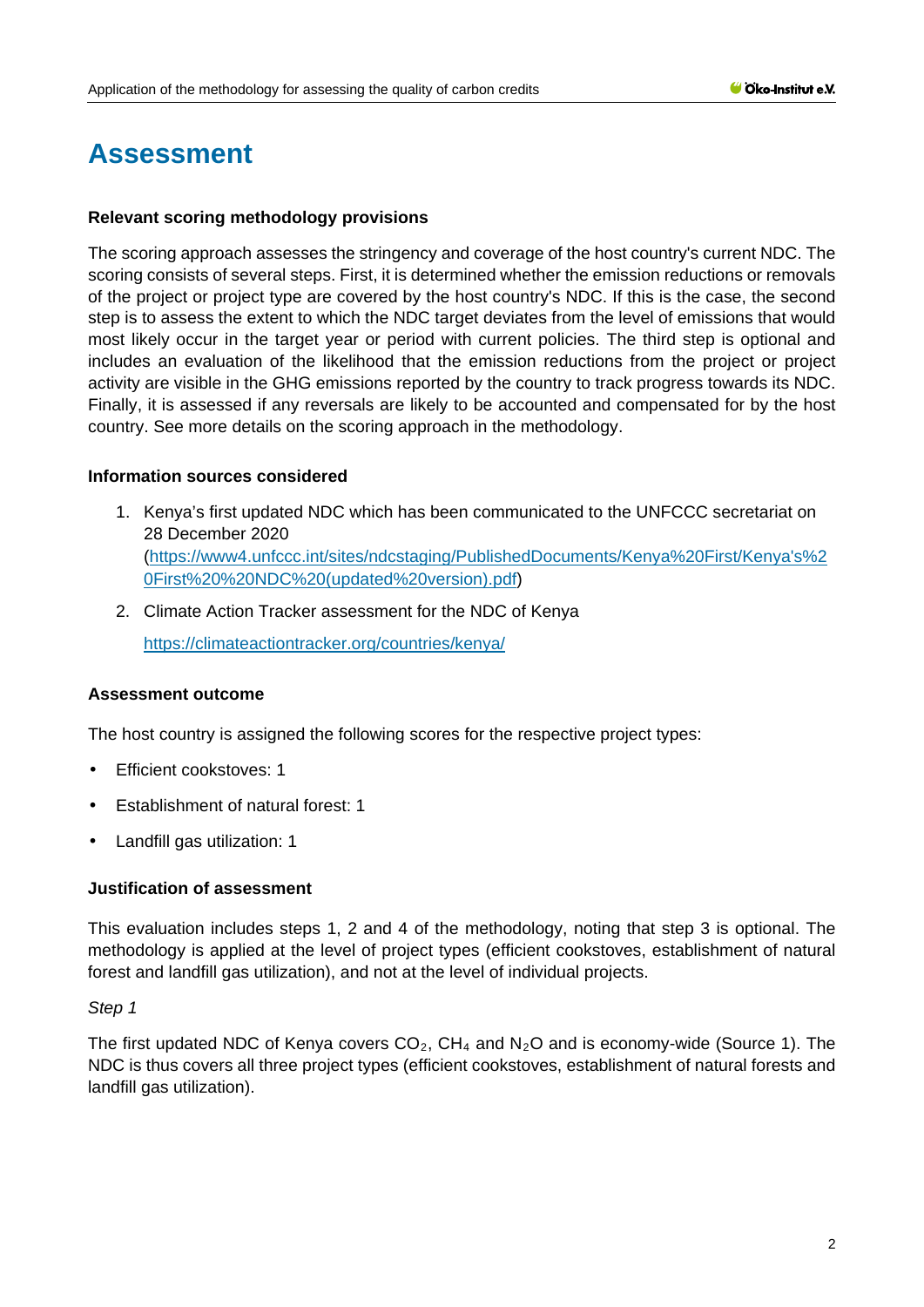# Assessment

**Relevant scoring methodology provisions**

The scoring approach assesses the stringency and coverage of the host country's current NDC. The scoring consists of several steps. First, it is determined whether the emission reductions or removals of the project or project type are covered by the host country's NDC. If this is the case, the second step is to assess the extent to which the NDC target deviates from the level of emissions that would most likely occur in the target year or period with current policies. The third step is optional and includes an evaluation of the likelihood that the emission reductions from the project or project activity are visible in the GHG emissions reported by the country to track progress towards its NDC. Finally, it is assessed if any reversals are likely to be accounted and compensated for by the host country. See more details on the scoring approach in the methodology.

**Information sources considered**

1. Kenya's first updated NDC which has been communicated to the UNFCCC secretariat on 28 December 2020 (https://www4.unfccc.int/sites/ndcstaging/PublishedDocuments/Kenya%20First/Kenya's%20First%20%20NDC%20(updated%20version).pdf)
2. Climate Action Tracker assessment for the NDC of Kenya

   https://climateactiontracker.org/countries/kenya/

**Assessment outcome**

The host country is assigned the following scores for the respective project types:

- Efficient cookstoves: 1
- Establishment of natural forest: 1
- Landfill gas utilization: 1

**Justification of assessment**

This evaluation includes steps 1, 2 and 4 of the methodology, noting that step 3 is optional. The methodology is applied at the level of project types (efficient cookstoves, establishment of natural forest and landfill gas utilization), and not at the level of individual projects.

*Step 1*

The first updated NDC of Kenya covers $CO_2$, $CH_4$ and $N_2O$ and is economy-wide (Source 1). The NDC is thus covers all three project types (efficient cookstoves, establishment of natural forests and landfill gas utilization).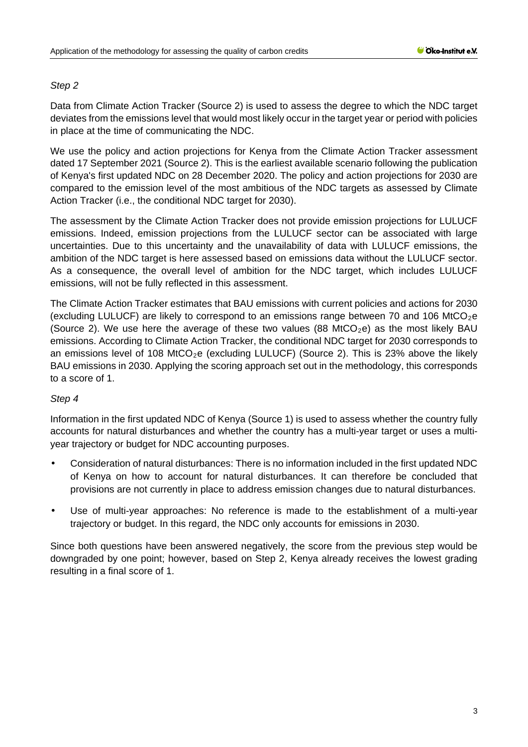*Step 2*

Data from Climate Action Tracker (Source 2) is used to assess the degree to which the NDC target deviates from the emissions level that would most likely occur in the target year or period with policies in place at the time of communicating the NDC.

We use the policy and action projections for Kenya from the Climate Action Tracker assessment dated 17 September 2021 (Source 2). This is the earliest available scenario following the publication of Kenya's first updated NDC on 28 December 2020. The policy and action projections for 2030 are compared to the emission level of the most ambitious of the NDC targets as assessed by Climate Action Tracker (i.e., the conditional NDC target for 2030).

The assessment by the Climate Action Tracker does not provide emission projections for LULUCF emissions. Indeed, emission projections from the LULUCF sector can be associated with large uncertainties. Due to this uncertainty and the unavailability of data with LULUCF emissions, the ambition of the NDC target is here assessed based on emissions data without the LULUCF sector. As a consequence, the overall level of ambition for the NDC target, which includes LULUCF emissions, will not be fully reflected in this assessment.

The Climate Action Tracker estimates that BAU emissions with current policies and actions for 2030 (excluding LULUCF) are likely to correspond to an emissions range between 70 and 106 $MtCO_2e$ (Source 2). We use here the average of these two values (88 $MtCO_2e$) as the most likely BAU emissions. According to Climate Action Tracker, the conditional NDC target for 2030 corresponds to an emissions level of 108 $MtCO_2e$ (excluding LULUCF) (Source 2). This is 23% above the likely BAU emissions in 2030. Applying the scoring approach set out in the methodology, this corresponds to a score of 1.

*Step 4*

Information in the first updated NDC of Kenya (Source 1) is used to assess whether the country fully accounts for natural disturbances and whether the country has a multi-year target or uses a multi-year trajectory or budget for NDC accounting purposes.

- Consideration of natural disturbances: There is no information included in the first updated NDC of Kenya on how to account for natural disturbances. It can therefore be concluded that provisions are not currently in place to address emission changes due to natural disturbances.
- Use of multi-year approaches: No reference is made to the establishment of a multi-year trajectory or budget. In this regard, the NDC only accounts for emissions in 2030.

Since both questions have been answered negatively, the score from the previous step would be downgraded by one point; however, based on Step 2, Kenya already receives the lowest grading resulting in a final score of 1.